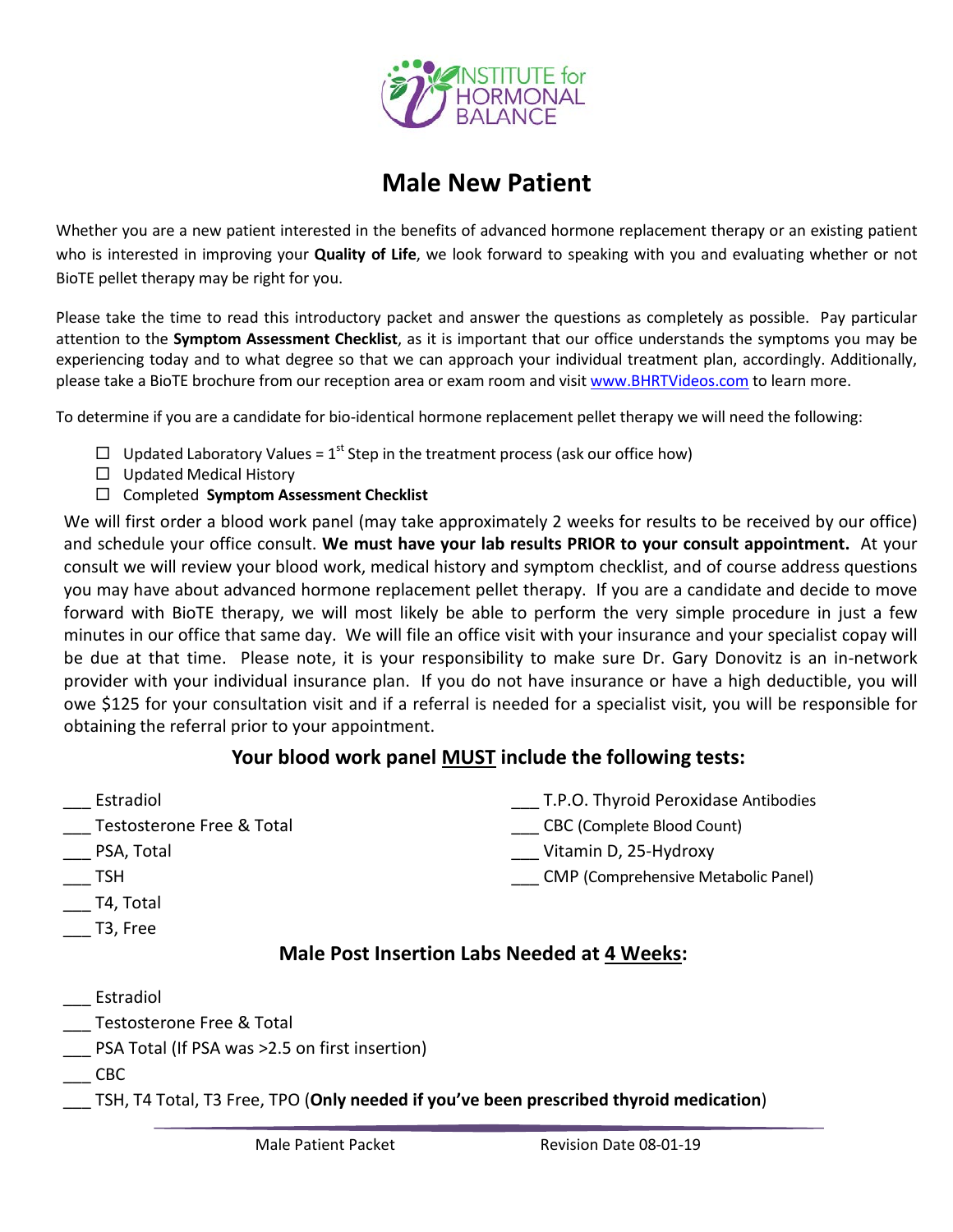INSTITUTE for HORMONAL BALANCE

# Male New Patient

Whether you are a new patient interested in the benefits of advanced hormone replacement therapy or an existing patient who is interested in improving your **Quality of Life**, we look forward to speaking with you and evaluating whether or not BioTE pellet therapy may be right for you.

Please take the time to read this introductory packet and answer the questions as completely as possible. Pay particular attention to the **Symptom Assessment Checklist**, as it is important that our office understands the symptoms you may be experiencing today and to what degree so that we can approach your individual treatment plan, accordingly. Additionally, please take a BioTE brochure from our reception area or exam room and visit www.BHRTVideos.com to learn more.

To determine if you are a candidate for bio-identical hormone replacement pellet therapy we will need the following:

- ☐ Updated Laboratory Values = 1st Step in the treatment process (ask our office how)
- ☐ Updated Medical History
- ☐ Completed **Symptom Assessment Checklist**

We will first order a blood work panel (may take approximately 2 weeks for results to be received by our office) and schedule your office consult. **We must have your lab results PRIOR to your consult appointment.** At your consult we will review your blood work, medical history and symptom checklist, and of course address questions you may have about advanced hormone replacement pellet therapy. If you are a candidate and decide to move forward with BioTE therapy, we will most likely be able to perform the very simple procedure in just a few minutes in our office that same day. We will file an office visit with your insurance and your specialist copay will be due at that time. Please note, it is your responsibility to make sure Dr. Gary Donovitz is an in-network provider with your individual insurance plan. If you do not have insurance or have a high deductible, you will owe $125 for your consultation visit and if a referral is needed for a specialist visit, you will be responsible for obtaining the referral prior to your appointment.

## Your blood work panel MUST include the following tests:

___ Estradiol
___ Testosterone Free & Total
___ PSA, Total
___ TSH
___ T4, Total
___ T3, Free
___ T.P.O. Thyroid Peroxidase Antibodies
___ CBC (Complete Blood Count)
___ Vitamin D, 25-Hydroxy
___ CMP (Comprehensive Metabolic Panel)

## Male Post Insertion Labs Needed at 4 Weeks:

___ Estradiol
___ Testosterone Free & Total
___ PSA Total (If PSA was >2.5 on first insertion)
___ CBC
___ TSH, T4 Total, T3 Free, TPO (**Only needed if you've been prescribed thyroid medication**)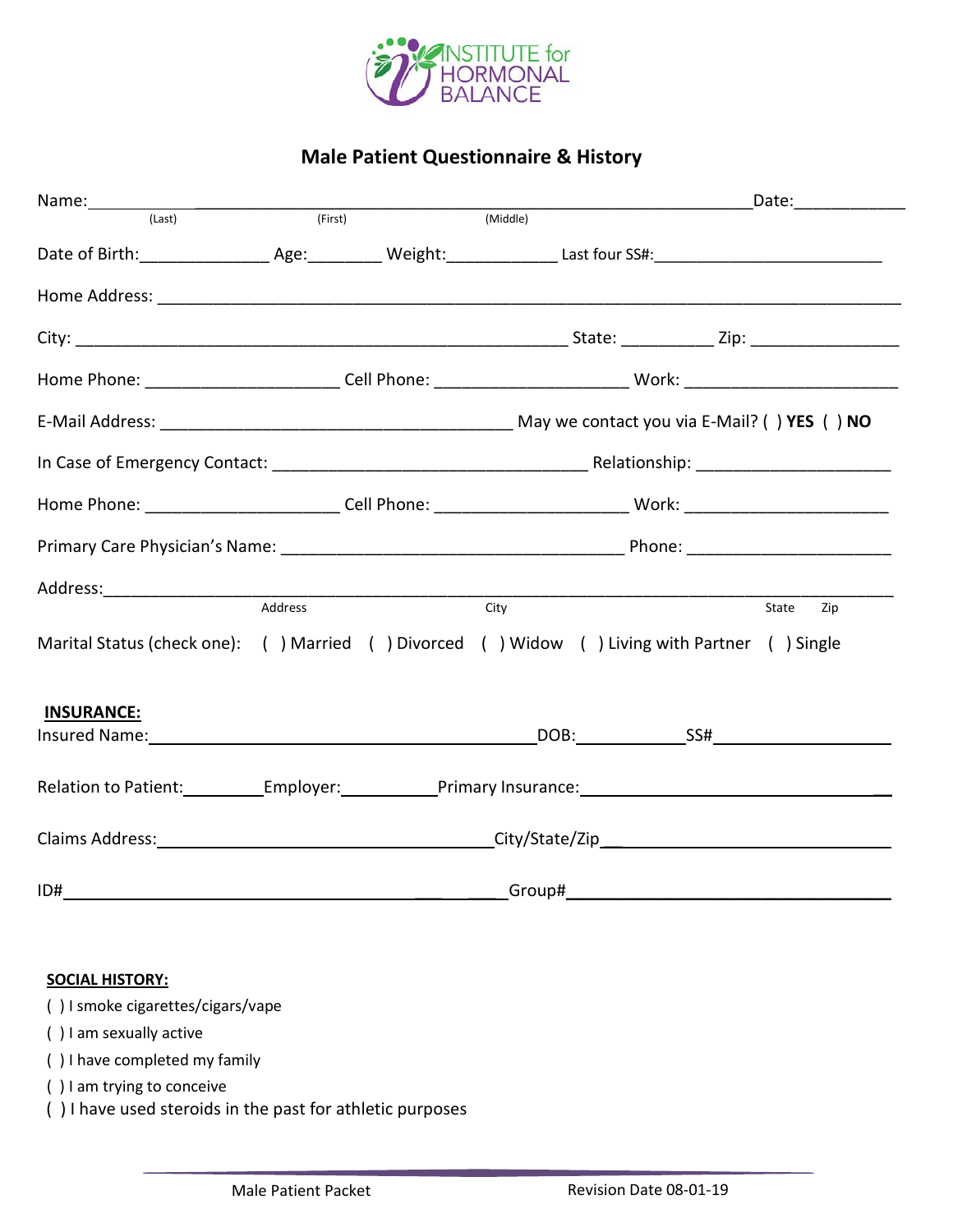INSTITUTE for HORMONAL BALANCE

# Male Patient Questionnaire & History

Name:_______________________________________________________________________________Date:____________
(Last) (First) (Middle)

Date of Birth:______________ Age:________ Weight:____________ Last four SS#:_________________________

Home Address: ___________________________________________________________________________________

City: _______________________________________________________ State: __________ Zip: ________________

Home Phone: _____________________ Cell Phone: _____________________ Work: _______________________

E-Mail Address: _______________________________________ May we contact you via E-Mail? ( ) **YES** ( ) **NO**

In Case of Emergency Contact: ___________________________________ Relationship: ____________________

Home Phone: _____________________ Cell Phone: _____________________ Work: ______________________

Primary Care Physician's Name: ______________________________________ Phone: _____________________

Address:___________________________________________________________________________________
Address City State Zip

Marital Status (check one): ( ) Married ( ) Divorced ( ) Widow ( ) Living with Partner ( ) Single

**INSURANCE:**

Insured Name:____________________________________________DOB:___________SS#__________________

Relation to Patient:_________Employer:__________Primary Insurance:__________________________________

Claims Address:______________________________________City/State/Zip______________________________

ID#______________________________________________________Group#________________________________

**SOCIAL HISTORY:**

( ) I smoke cigarettes/cigars/vape
( ) I am sexually active
( ) I have completed my family
( ) I am trying to conceive
( ) I have used steroids in the past for athletic purposes

Male Patient Packet Revision Date 08-01-19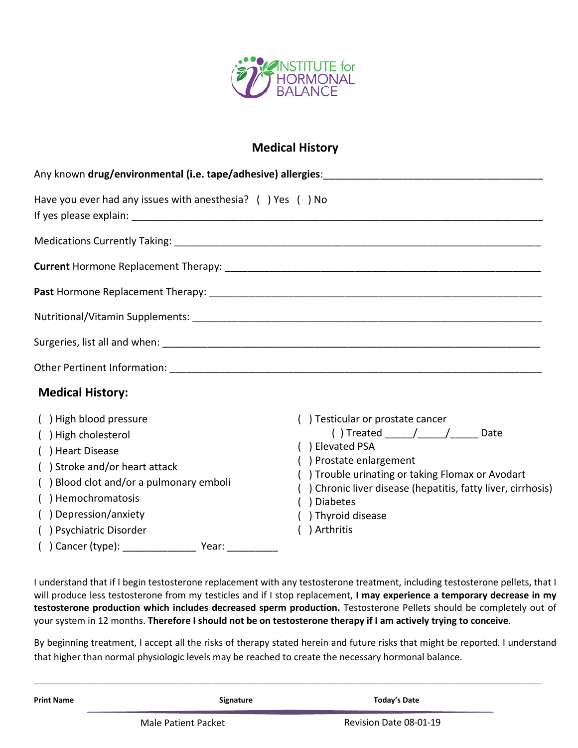INSTITUTE for HORMONAL BALANCE

## Medical History

Any known **drug/environmental (i.e. tape/adhesive) allergies**:_______________________________________

Have you ever had any issues with anesthesia? ( ) Yes ( ) No
If yes please explain: ___________________________________________________________________

Medications Currently Taking: _____________________________________________________________

**Current** Hormone Replacement Therapy: ____________________________________________________

**Past** Hormone Replacement Therapy: ______________________________________________________

Nutritional/Vitamin Supplements: __________________________________________________________

Surgeries, list all and when: ______________________________________________________________

Other Pertinent Information: _____________________________________________________________

### Medical History:

- ( ) High blood pressure
- ( ) High cholesterol
- ( ) Heart Disease
- ( ) Stroke and/or heart attack
- ( ) Blood clot and/or a pulmonary emboli
- ( ) Hemochromatosis
- ( ) Depression/anxiety
- ( ) Psychiatric Disorder
- ( ) Cancer (type): _____________ Year: _________
- ( ) Testicular or prostate cancer
  - ( ) Treated _____/_____/_____ Date
- ( ) Elevated PSA
- ( ) Prostate enlargement
- ( ) Trouble urinating or taking Flomax or Avodart
- ( ) Chronic liver disease (hepatitis, fatty liver, cirrhosis)
- ( ) Diabetes
- ( ) Thyroid disease
- ( ) Arthritis

I understand that if I begin testosterone replacement with any testosterone treatment, including testosterone pellets, that I will produce less testosterone from my testicles and if I stop replacement, **I may experience a temporary decrease in my testosterone production which includes decreased sperm production.** Testosterone Pellets should be completely out of your system in 12 months. **Therefore I should not be on testosterone therapy if I am actively trying to conceive**.

By beginning treatment, I accept all the risks of therapy stated herein and future risks that might be reported. I understand that higher than normal physiologic levels may be reached to create the necessary hormonal balance.

_____________________________________________________________________________________________

**Print Name** **Signature** **Today's Date**

Male Patient Packet Revision Date 08-01-19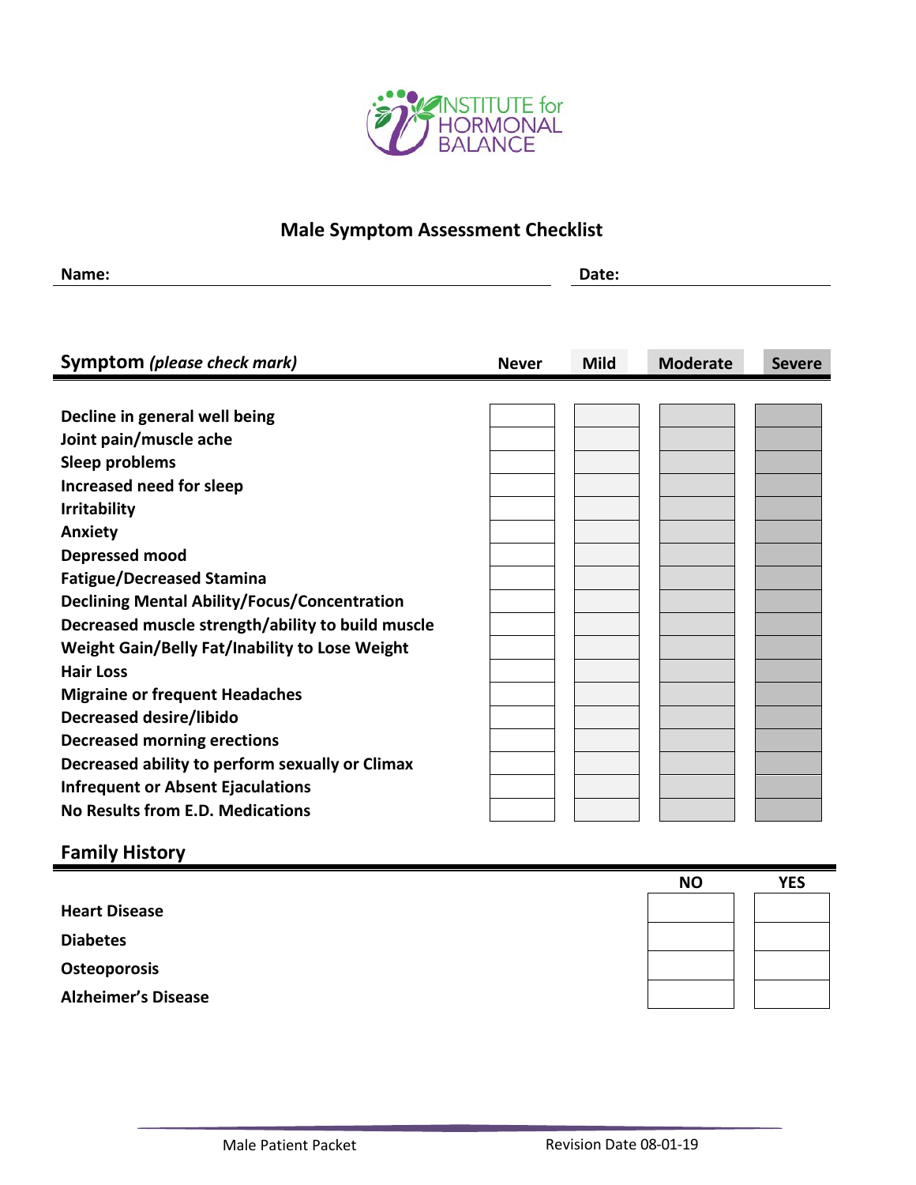INSTITUTE for HORMONAL BALANCE

# Male Symptom Assessment Checklist

**Name:** ______________________ **Date:** ______________

| **Symptom** ***(please check mark)*** | **Never** | **Mild** | **Moderate** | **Severe** |
|---|---|---|---|---|
| **Decline in general well being** | | | | |
| **Joint pain/muscle ache** | | | | |
| **Sleep problems** | | | | |
| **Increased need for sleep** | | | | |
| **Irritability** | | | | |
| **Anxiety** | | | | |
| **Depressed mood** | | | | |
| **Fatigue/Decreased Stamina** | | | | |
| **Declining Mental Ability/Focus/Concentration** | | | | |
| **Decreased muscle strength/ability to build muscle** | | | | |
| **Weight Gain/Belly Fat/Inability to Lose Weight** | | | | |
| **Hair Loss** | | | | |
| **Migraine or frequent Headaches** | | | | |
| **Decreased desire/libido** | | | | |
| **Decreased morning erections** | | | | |
| **Decreased ability to perform sexually or Climax** | | | | |
| **Infrequent or Absent Ejaculations** | | | | |
| **No Results from E.D. Medications** | | | | |

## Family History

| | **NO** | **YES** |
|---|---|---|
| **Heart Disease** | | |
| **Diabetes** | | |
| **Osteoporosis** | | |
| **Alzheimer's Disease** | | |

Male Patient Packet Revision Date 08-01-19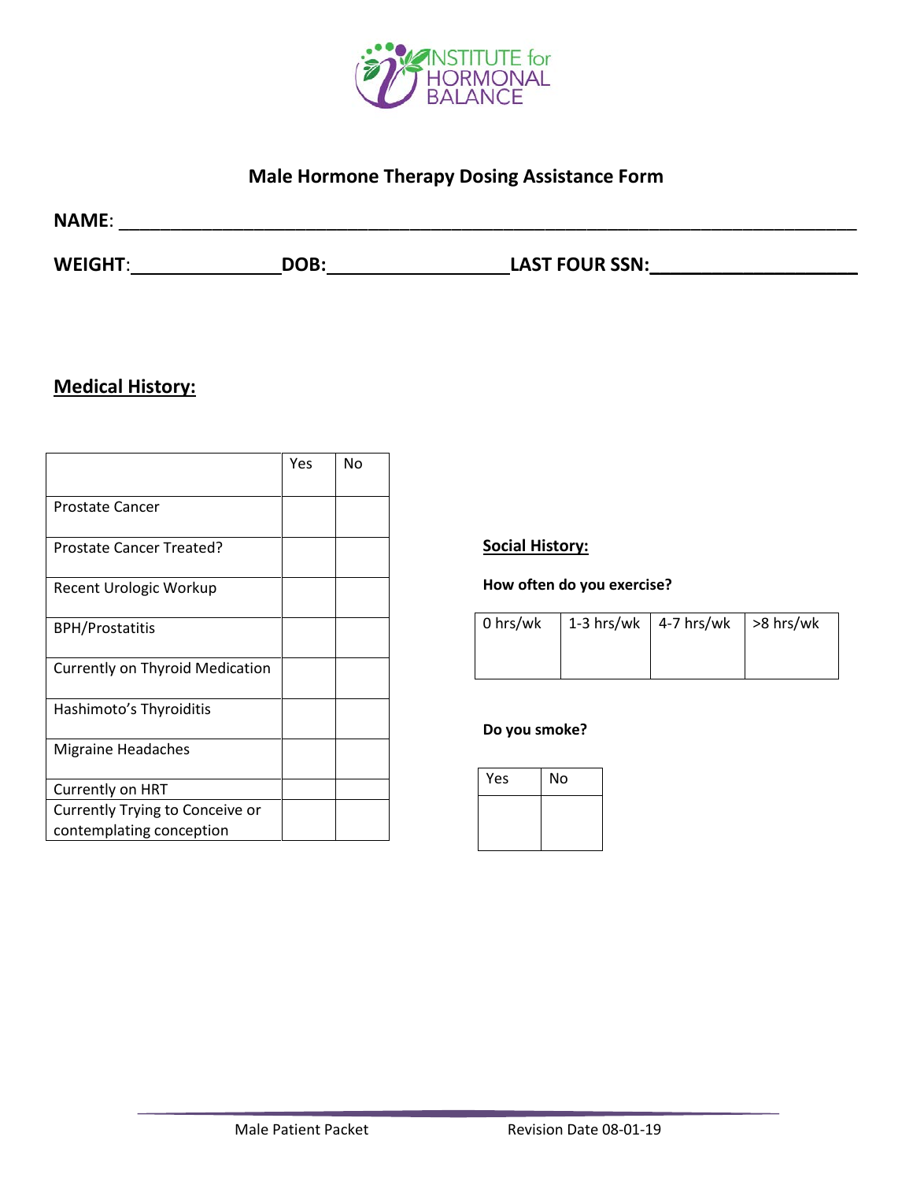INSTITUTE for HORMONAL BALANCE

## Male Hormone Therapy Dosing Assistance Form

**NAME**: ______________________________________________________________________

**WEIGHT**:_______________ **DOB:**__________________ **LAST FOUR SSN:**____________________

### Medical History:

| | Yes | No |
|---|---|---|
| Prostate Cancer | | |
| Prostate Cancer Treated? | | |
| Recent Urologic Workup | | |
| BPH/Prostatitis | | |
| Currently on Thyroid Medication | | |
| Hashimoto's Thyroiditis | | |
| Migraine Headaches | | |
| Currently on HRT | | |
| Currently Trying to Conceive or contemplating conception | | |

### Social History:

**How often do you exercise?**

| 0 hrs/wk | 1-3 hrs/wk | 4-7 hrs/wk | >8 hrs/wk |
|---|---|---|---|
| | | | |

**Do you smoke?**

| Yes | No |
|---|---|
| | |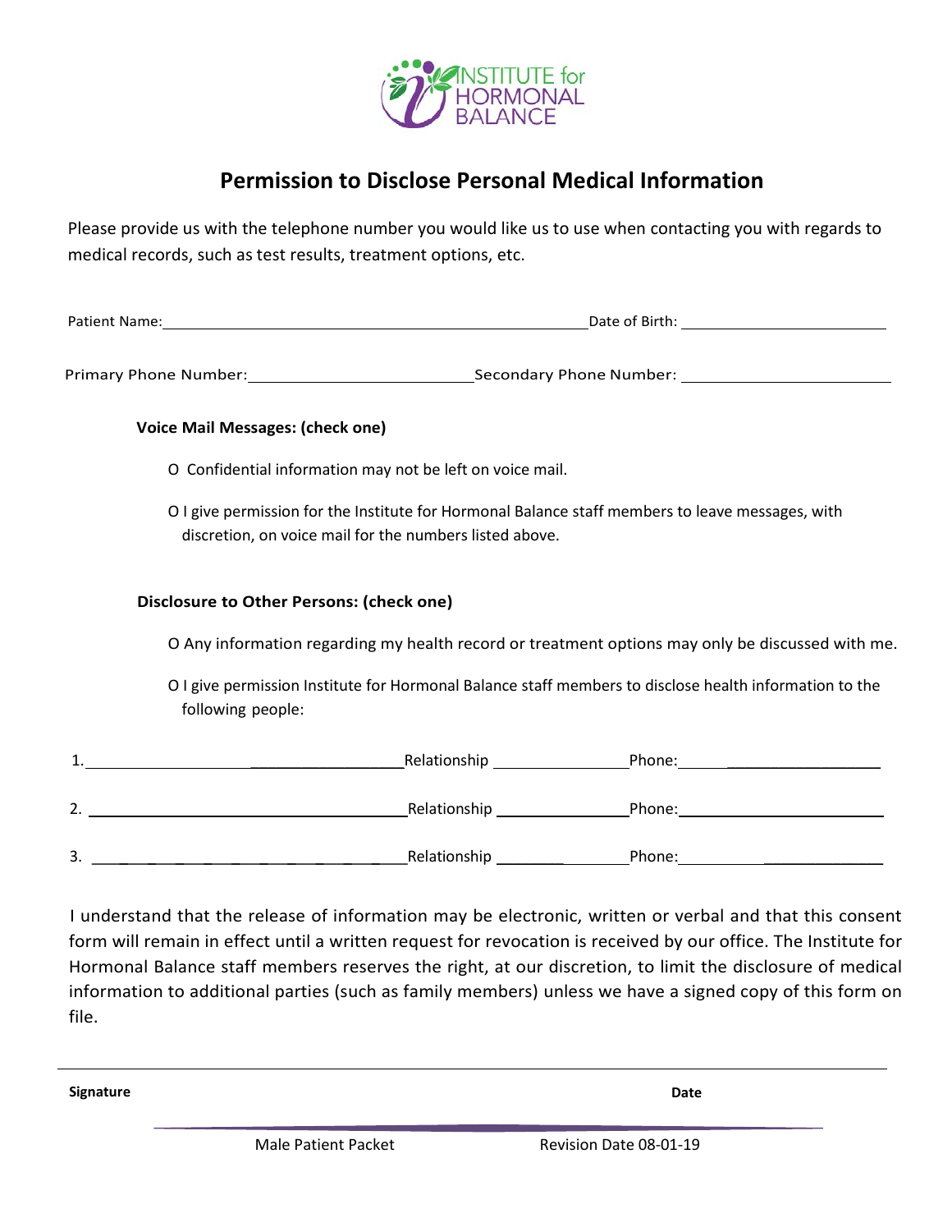INSTITUTE for HORMONAL BALANCE

# Permission to Disclose Personal Medical Information

Please provide us with the telephone number you would like us to use when contacting you with regards to medical records, such as test results, treatment options, etc.

Patient Name: ______________________________ Date of Birth: ______________

Primary Phone Number: ______________ Secondary Phone Number: ______________

**Voice Mail Messages: (check one)**

O Confidential information may not be left on voice mail.

O I give permission for the Institute for Hormonal Balance staff members to leave messages, with discretion, on voice mail for the numbers listed above.

**Disclosure to Other Persons: (check one)**

O Any information regarding my health record or treatment options may only be discussed with me.

O I give permission Institute for Hormonal Balance staff members to disclose health information to the following people:

1. ______________________ Relationship ______________ Phone: ______________

2. ______________________ Relationship ______________ Phone: ______________

3. ______________________ Relationship ______________ Phone: ______________

I understand that the release of information may be electronic, written or verbal and that this consent form will remain in effect until a written request for revocation is received by our office. The Institute for Hormonal Balance staff members reserves the right, at our discretion, to limit the disclosure of medical information to additional parties (such as family members) unless we have a signed copy of this form on file.

______________________________________________________________

**Signature** **Date**

Male Patient Packet Revision Date 08-01-19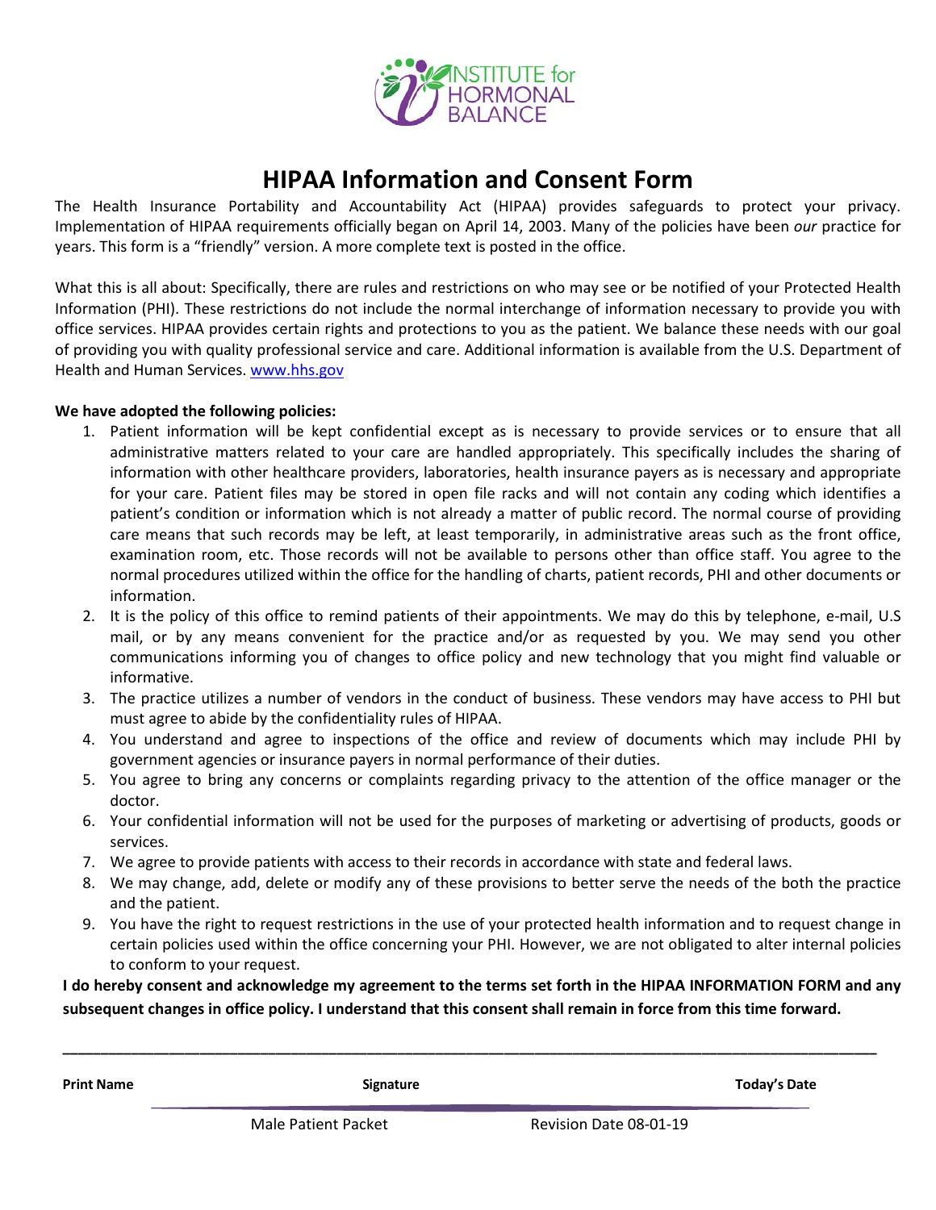INSTITUTE for HORMONAL BALANCE

# HIPAA Information and Consent Form

The Health Insurance Portability and Accountability Act (HIPAA) provides safeguards to protect your privacy. Implementation of HIPAA requirements officially began on April 14, 2003. Many of the policies have been *our* practice for years. This form is a "friendly" version. A more complete text is posted in the office.

What this is all about: Specifically, there are rules and restrictions on who may see or be notified of your Protected Health Information (PHI). These restrictions do not include the normal interchange of information necessary to provide you with office services. HIPAA provides certain rights and protections to you as the patient. We balance these needs with our goal of providing you with quality professional service and care. Additional information is available from the U.S. Department of Health and Human Services. www.hhs.gov

**We have adopted the following policies:**

1. Patient information will be kept confidential except as is necessary to provide services or to ensure that all administrative matters related to your care are handled appropriately. This specifically includes the sharing of information with other healthcare providers, laboratories, health insurance payers as is necessary and appropriate for your care. Patient files may be stored in open file racks and will not contain any coding which identifies a patient's condition or information which is not already a matter of public record. The normal course of providing care means that such records may be left, at least temporarily, in administrative areas such as the front office, examination room, etc. Those records will not be available to persons other than office staff. You agree to the normal procedures utilized within the office for the handling of charts, patient records, PHI and other documents or information.
2. It is the policy of this office to remind patients of their appointments. We may do this by telephone, e-mail, U.S mail, or by any means convenient for the practice and/or as requested by you. We may send you other communications informing you of changes to office policy and new technology that you might find valuable or informative.
3. The practice utilizes a number of vendors in the conduct of business. These vendors may have access to PHI but must agree to abide by the confidentiality rules of HIPAA.
4. You understand and agree to inspections of the office and review of documents which may include PHI by government agencies or insurance payers in normal performance of their duties.
5. You agree to bring any concerns or complaints regarding privacy to the attention of the office manager or the doctor.
6. Your confidential information will not be used for the purposes of marketing or advertising of products, goods or services.
7. We agree to provide patients with access to their records in accordance with state and federal laws.
8. We may change, add, delete or modify any of these provisions to better serve the needs of the both the practice and the patient.
9. You have the right to request restrictions in the use of your protected health information and to request change in certain policies used within the office concerning your PHI. However, we are not obligated to alter internal policies to conform to your request.

**I do hereby consent and acknowledge my agreement to the terms set forth in the HIPAA INFORMATION FORM and any subsequent changes in office policy. I understand that this consent shall remain in force from this time forward.**

\_\_\_\_\_\_\_\_\_\_\_\_\_\_\_\_\_\_\_\_\_\_\_\_\_\_\_\_\_\_\_\_\_\_\_\_\_\_\_\_\_\_\_\_\_\_\_\_\_\_\_\_\_\_\_\_\_\_\_\_\_\_\_\_\_\_\_\_\_\_\_\_\_\_\_\_

**Print Name** **Signature** **Today's Date**

Male Patient Packet Revision Date 08-01-19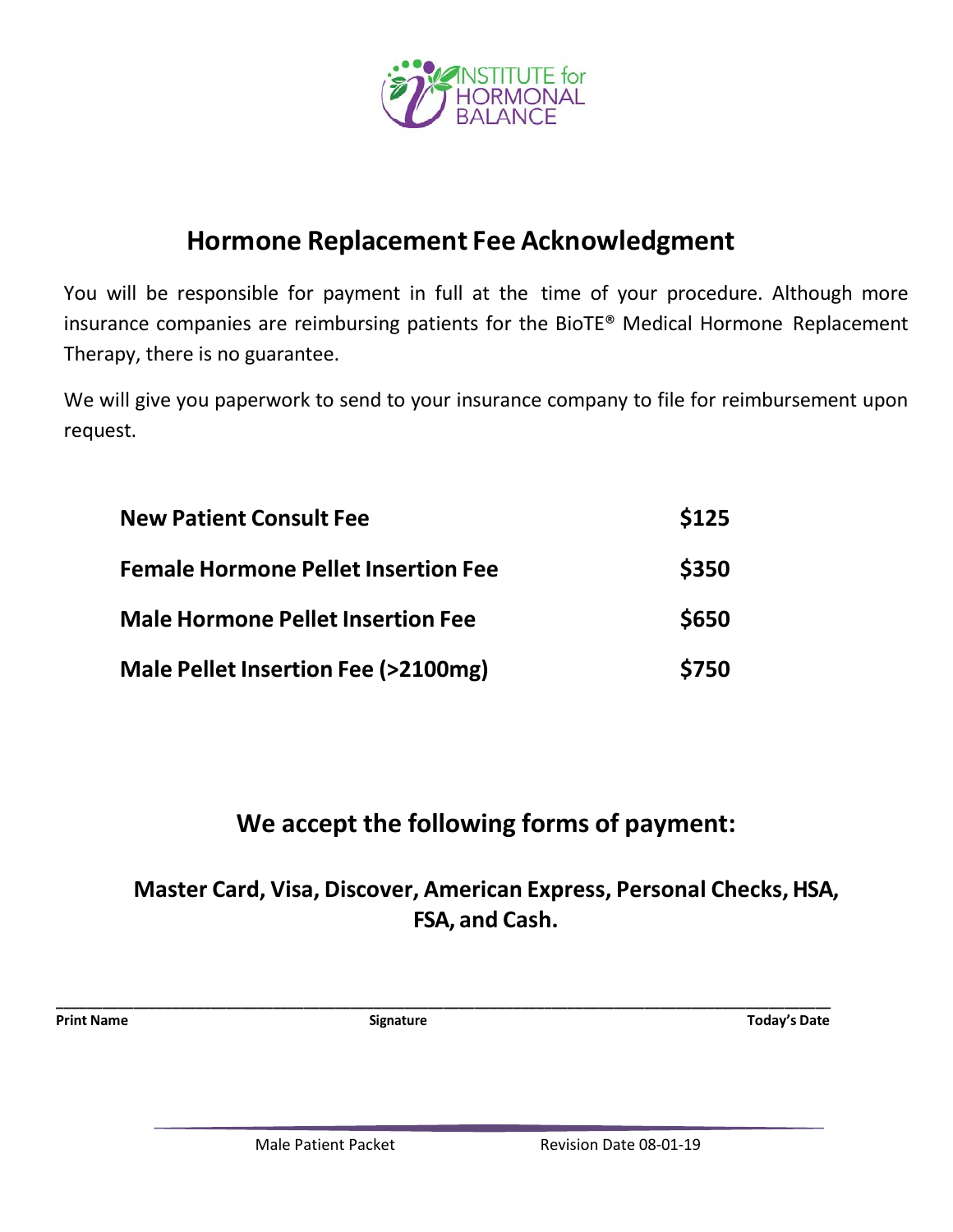INSTITUTE for HORMONAL BALANCE

# Hormone Replacement Fee Acknowledgment

You will be responsible for payment in full at the time of your procedure. Although more insurance companies are reimbursing patients for the BioTE® Medical Hormone Replacement Therapy, there is no guarantee.

We will give you paperwork to send to your insurance company to file for reimbursement upon request.

| | |
|---|---|
| **New Patient Consult Fee** | **$125** |
| **Female Hormone Pellet Insertion Fee** | **$350** |
| **Male Hormone Pellet Insertion Fee** | **$650** |
| **Male Pellet Insertion Fee (>2100mg)** | **$750** |

## We accept the following forms of payment:

### Master Card, Visa, Discover, American Express, Personal Checks, HSA, FSA, and Cash.

______________________________________________________________________

**Print Name** | **Signature** | **Today's Date**

Male Patient Packet — Revision Date 08-01-19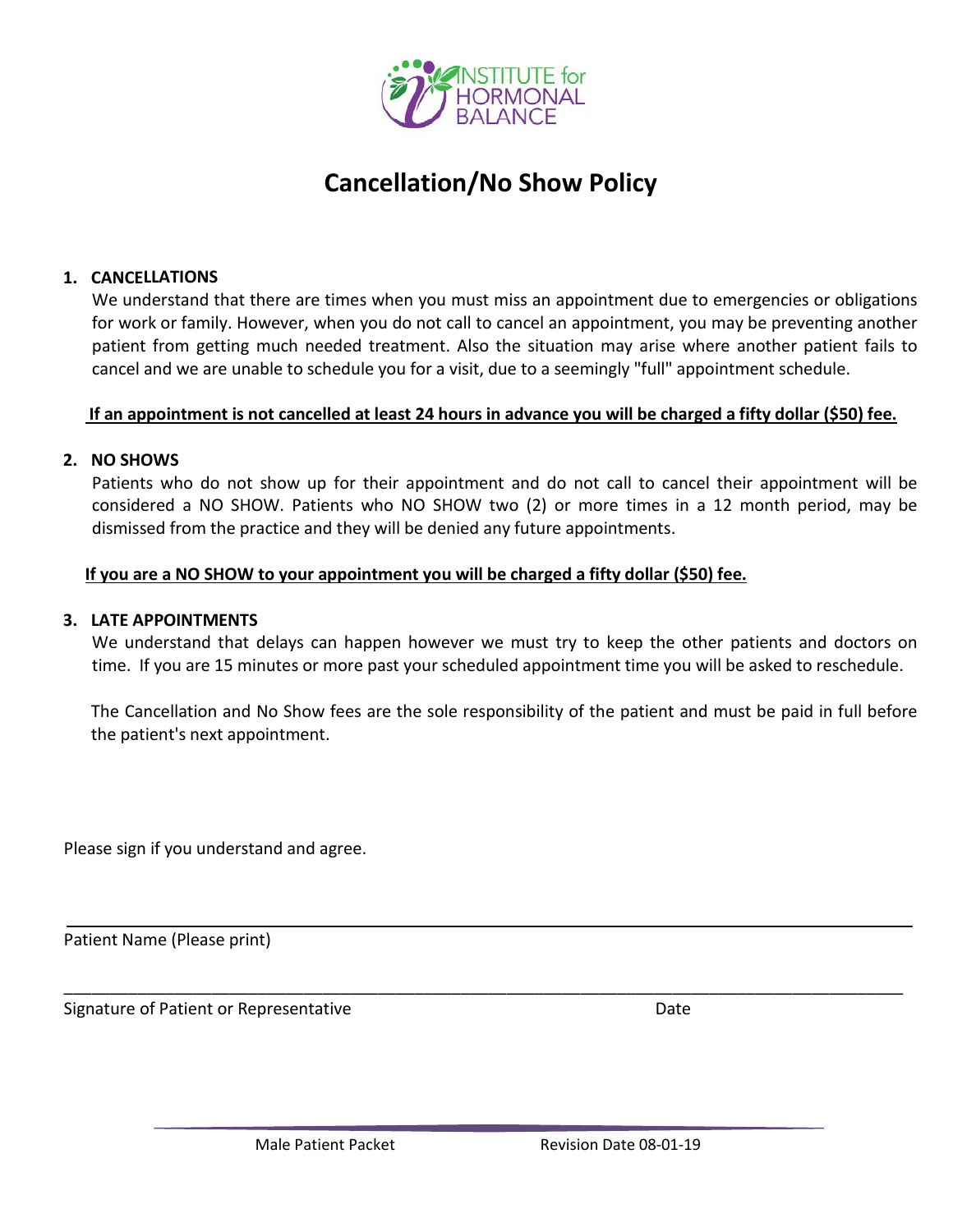INSTITUTE for HORMONAL BALANCE

# Cancellation/No Show Policy

1. **CANCELLATIONS**

   We understand that there are times when you must miss an appointment due to emergencies or obligations for work or family. However, when you do not call to cancel an appointment, you may be preventing another patient from getting much needed treatment. Also the situation may arise where another patient fails to cancel and we are unable to schedule you for a visit, due to a seemingly "full" appointment schedule.

   **If an appointment is not cancelled at least 24 hours in advance you will be charged a fifty dollar ($50) fee.**

2. **NO SHOWS**

   Patients who do not show up for their appointment and do not call to cancel their appointment will be considered a NO SHOW. Patients who NO SHOW two (2) or more times in a 12 month period, may be dismissed from the practice and they will be denied any future appointments.

   **If you are a NO SHOW to your appointment you will be charged a fifty dollar ($50) fee.**

3. **LATE APPOINTMENTS**

   We understand that delays can happen however we must try to keep the other patients and doctors on time. If you are 15 minutes or more past your scheduled appointment time you will be asked to reschedule.

   The Cancellation and No Show fees are the sole responsibility of the patient and must be paid in full before the patient's next appointment.

Please sign if you understand and agree.

______________________________________________________________________________

Patient Name (Please print)

______________________________________________________________________________

Signature of Patient or Representative                                        Date

Male Patient Packet                    Revision Date 08-01-19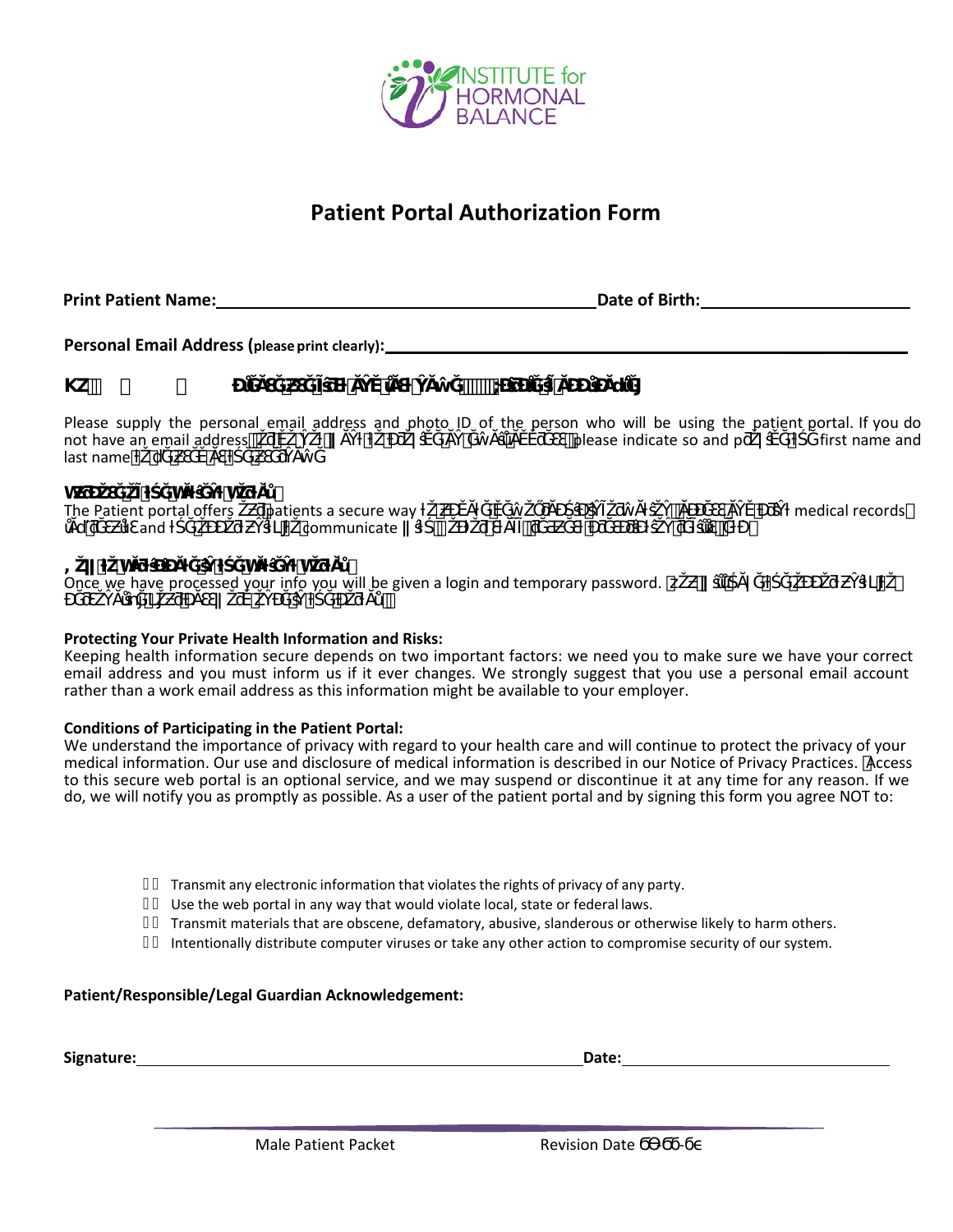**INSTITUTE for HORMONAL BALANCE**

# Patient Portal Authorization Form

**Print Patient Name:** \_\_\_\_\_\_\_\_\_\_\_\_\_\_\_\_\_\_\_\_\_\_\_\_\_\_\_\_\_\_\_\_\_\_\_\_\_\_\_\_ **Date of Birth:** \_\_\_\_\_\_\_\_\_\_\_\_\_\_\_\_\_\_\_\_

**Personal Email Address** (**please print clearly**): \_\_\_\_\_\_\_\_\_\_\_\_\_\_\_\_\_\_\_\_\_\_\_\_\_\_\_\_\_\_\_\_\_\_\_\_\_\_\_\_\_\_\_\_\_\_\_\_\_\_\_\_\_\_

Please supply the personal email address and photo ID of the person who will be using the patient portal. If you do not have an email address please indicate so and the first name and last name

The Patient portal offers patients a secure way medical records and communicate

Once we have processed your info you will be given a login and temporary password.

**Protecting Your Private Health Information and Risks:**
Keeping health information secure depends on two important factors: we need you to make sure we have your correct email address and you must inform us if it ever changes. We strongly suggest that you use a personal email account rather than a work email address as this information might be available to your employer.

**Conditions of Participating in the Patient Portal:**
We understand the importance of privacy with regard to your health care and will continue to protect the privacy of your medical information. Our use and disclosure of medical information is described in our Notice of Privacy Practices. Access to this secure web portal is an optional service, and we may suspend or discontinue it at any time for any reason. If we do, we will notify you as promptly as possible. As a user of the patient portal and by signing this form you agree NOT to:

- Transmit any electronic information that violates the rights of privacy of any party.
- Use the web portal in any way that would violate local, state or federal laws.
- Transmit materials that are obscene, defamatory, abusive, slanderous or otherwise likely to harm others.
- Intentionally distribute computer viruses or take any other action to compromise security of our system.

**Patient/Responsible/Legal Guardian Acknowledgement:**

**Signature:** \_\_\_\_\_\_\_\_\_\_\_\_\_\_\_\_\_\_\_\_\_\_\_\_\_\_\_\_\_\_\_\_\_\_\_\_\_\_\_\_ **Date:** \_\_\_\_\_\_\_\_\_\_\_\_\_\_\_\_\_\_\_\_\_\_\_\_\_\_